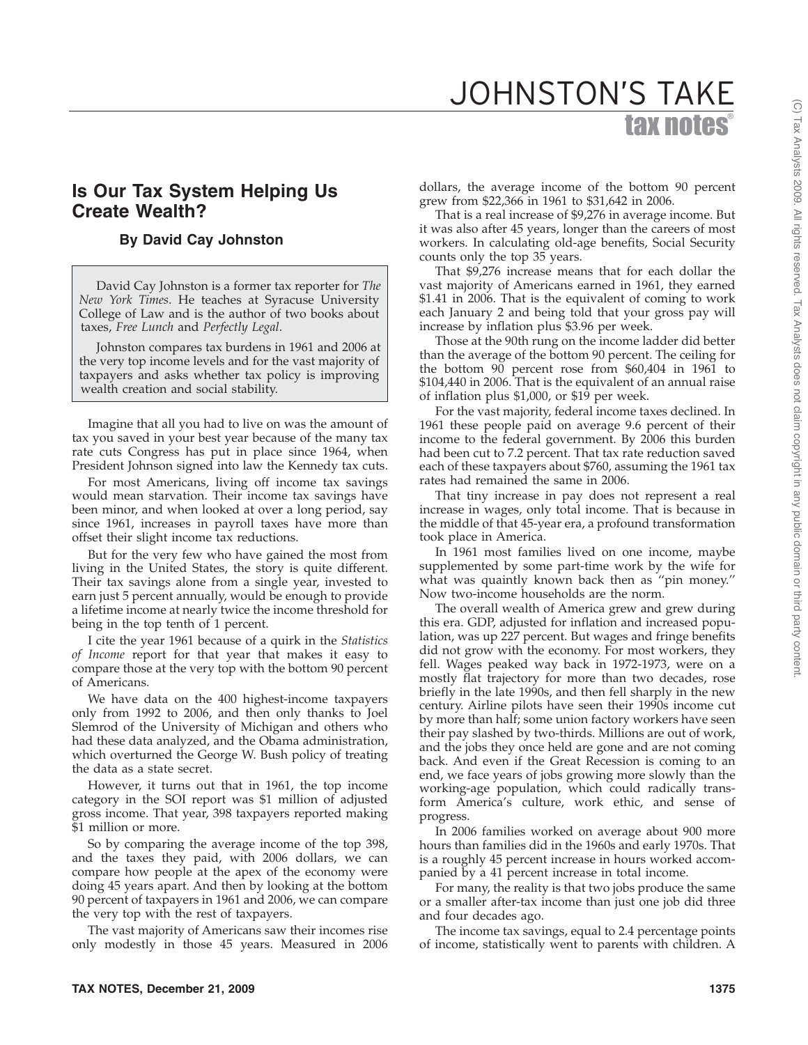# Is Our Tax System Helping Us Create Wealth?

**By David Cay Johnston**

David Cay Johnston is a former tax reporter for *The New York Times*. He teaches at Syracuse University College of Law and is the author of two books about taxes, *Free Lunch* and *Perfectly Legal*.

Johnston compares tax burdens in 1961 and 2006 at the very top income levels and for the vast majority of taxpayers and asks whether tax policy is improving wealth creation and social stability.

Imagine that all you had to live on was the amount of tax you saved in your best year because of the many tax rate cuts Congress has put in place since 1964, when President Johnson signed into law the Kennedy tax cuts.

For most Americans, living off income tax savings would mean starvation. Their income tax savings have been minor, and when looked at over a long period, say since 1961, increases in payroll taxes have more than offset their slight income tax reductions.

But for the very few who have gained the most from living in the United States, the story is quite different. Their tax savings alone from a single year, invested to earn just 5 percent annually, would be enough to provide a lifetime income at nearly twice the income threshold for being in the top tenth of 1 percent.

I cite the year 1961 because of a quirk in the *Statistics of Income* report for that year that makes it easy to compare those at the very top with the bottom 90 percent of Americans.

We have data on the 400 highest-income taxpayers only from 1992 to 2006, and then only thanks to Joel Slemrod of the University of Michigan and others who had these data analyzed, and the Obama administration, which overturned the George W. Bush policy of treating the data as a state secret.

However, it turns out that in 1961, the top income category in the SOI report was $1 million of adjusted gross income. That year, 398 taxpayers reported making $1 million or more.

So by comparing the average income of the top 398, and the taxes they paid, with 2006 dollars, we can compare how people at the apex of the economy were doing 45 years apart. And then by looking at the bottom 90 percent of taxpayers in 1961 and 2006, we can compare the very top with the rest of taxpayers.

The vast majority of Americans saw their incomes rise only modestly in those 45 years. Measured in 2006 dollars, the average income of the bottom 90 percent grew from $22,366 in 1961 to $31,642 in 2006.

That is a real increase of $9,276 in average income. But it was also after 45 years, longer than the careers of most workers. In calculating old-age benefits, Social Security counts only the top 35 years.

That $9,276 increase means that for each dollar the vast majority of Americans earned in 1961, they earned $1.41 in 2006. That is the equivalent of coming to work each January 2 and being told that your gross pay will increase by inflation plus $3.96 per week.

Those at the 90th rung on the income ladder did better than the average of the bottom 90 percent. The ceiling for the bottom 90 percent rose from $60,404 in 1961 to $104,440 in 2006. That is the equivalent of an annual raise of inflation plus $1,000, or $19 per week.

For the vast majority, federal income taxes declined. In 1961 these people paid on average 9.6 percent of their income to the federal government. By 2006 this burden had been cut to 7.2 percent. That tax rate reduction saved each of these taxpayers about $760, assuming the 1961 tax rates had remained the same in 2006.

That tiny increase in pay does not represent a real increase in wages, only total income. That is because in the middle of that 45-year era, a profound transformation took place in America.

In 1961 most families lived on one income, maybe supplemented by some part-time work by the wife for what was quaintly known back then as "pin money." Now two-income households are the norm.

The overall wealth of America grew and grew during this era. GDP, adjusted for inflation and increased population, was up 227 percent. But wages and fringe benefits did not grow with the economy. For most workers, they fell. Wages peaked way back in 1972-1973, were on a mostly flat trajectory for more than two decades, rose briefly in the late 1990s, and then fell sharply in the new century. Airline pilots have seen their 1990s income cut by more than half; some union factory workers have seen their pay slashed by two-thirds. Millions are out of work, and the jobs they once held are gone and are not coming back. And even if the Great Recession is coming to an end, we face years of jobs growing more slowly than the working-age population, which could radically transform America's culture, work ethic, and sense of progress.

In 2006 families worked on average about 900 more hours than families did in the 1960s and early 1970s. That is a roughly 45 percent increase in hours worked accompanied by a 41 percent increase in total income.

For many, the reality is that two jobs produce the same or a smaller after-tax income than just one job did three and four decades ago.

The income tax savings, equal to 2.4 percentage points of income, statistically went to parents with children. A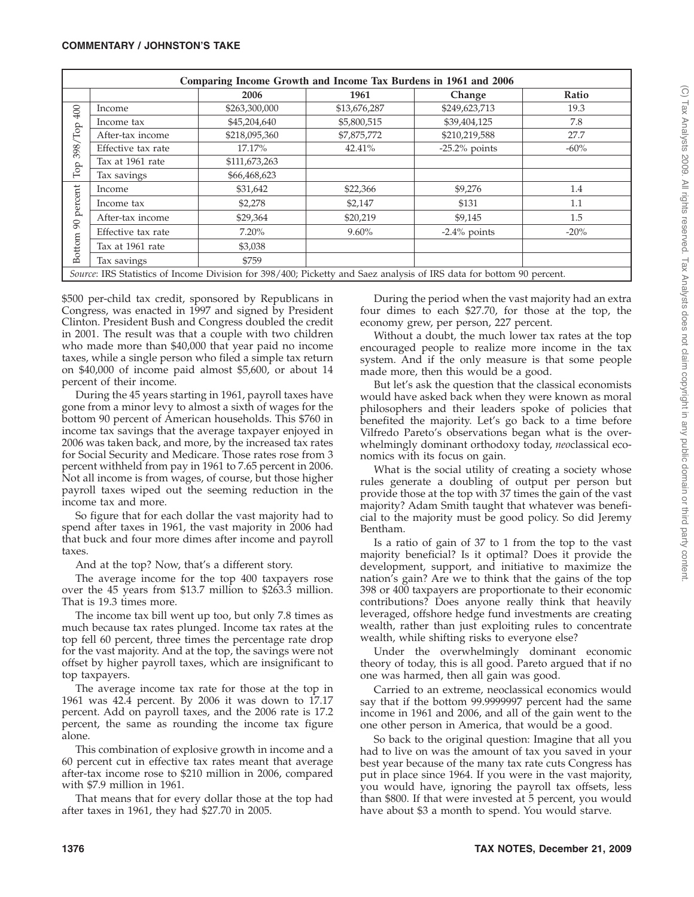| Comparing Income Growth and Income Tax Burdens in 1961 and 2006 | | | | | |
|---|---|---|---|---|---|
| | | 2006 | 1961 | Change | Ratio |
| Top 398/Top 400 | Income | $263,300,000 | $13,676,287 | $249,623,713 | 19.3 |
| | Income tax | $45,204,640 | $5,800,515 | $39,404,125 | 7.8 |
| | After-tax income | $218,095,360 | $7,875,772 | $210,219,588 | 27.7 |
| | Effective tax rate | 17.17% | 42.41% | -25.2% points | -60% |
| | Tax at 1961 rate | $111,673,263 | | | |
| | Tax savings | $66,468,623 | | | |
| Bottom 90 percent | Income | $31,642 | $22,366 | $9,276 | 1.4 |
| | Income tax | $2,278 | $2,147 | $131 | 1.1 |
| | After-tax income | $29,364 | $20,219 | $9,145 | 1.5 |
| | Effective tax rate | 7.20% | 9.60% | -2.4% points | -20% |
| | Tax at 1961 rate | $3,038 | | | |
| | Tax savings | $759 | | | |

*Source*: IRS Statistics of Income Division for 398/400; Picketty and Saez analysis of IRS data for bottom 90 percent.

$500 per-child tax credit, sponsored by Republicans in Congress, was enacted in 1997 and signed by President Clinton. President Bush and Congress doubled the credit in 2001. The result was that a couple with two children who made more than $40,000 that year paid no income taxes, while a single person who filed a simple tax return on $40,000 of income paid almost $5,600, or about 14 percent of their income.

During the 45 years starting in 1961, payroll taxes have gone from a minor levy to almost a sixth of wages for the bottom 90 percent of American households. This $760 in income tax savings that the average taxpayer enjoyed in 2006 was taken back, and more, by the increased tax rates for Social Security and Medicare. Those rates rose from 3 percent withheld from pay in 1961 to 7.65 percent in 2006. Not all income is from wages, of course, but those higher payroll taxes wiped out the seeming reduction in the income tax and more.

So figure that for each dollar the vast majority had to spend after taxes in 1961, the vast majority in 2006 had that buck and four more dimes after income and payroll taxes.

And at the top? Now, that's a different story.

The average income for the top 400 taxpayers rose over the 45 years from $13.7 million to $263.3 million. That is 19.3 times more.

The income tax bill went up too, but only 7.8 times as much because tax rates plunged. Income tax rates at the top fell 60 percent, three times the percentage rate drop for the vast majority. And at the top, the savings were not offset by higher payroll taxes, which are insignificant to top taxpayers.

The average income tax rate for those at the top in 1961 was 42.4 percent. By 2006 it was down to 17.17 percent. Add on payroll taxes, and the 2006 rate is 17.2 percent, the same as rounding the income tax figure alone.

This combination of explosive growth in income and a 60 percent cut in effective tax rates meant that average after-tax income rose to $210 million in 2006, compared with $7.9 million in 1961.

That means that for every dollar those at the top had after taxes in 1961, they had $27.70 in 2005.

During the period when the vast majority had an extra four dimes to each $27.70, for those at the top, the economy grew, per person, 227 percent.

Without a doubt, the much lower tax rates at the top encouraged people to realize more income in the tax system. And if the only measure is that some people made more, then this would be a good.

But let's ask the question that the classical economists would have asked back when they were known as moral philosophers and their leaders spoke of policies that benefited the majority. Let's go back to a time before Vilfredo Pareto's observations began what is the overwhelmingly dominant orthodoxy today, *neo*classical economics with its focus on gain.

What is the social utility of creating a society whose rules generate a doubling of output per person but provide those at the top with 37 times the gain of the vast majority? Adam Smith taught that whatever was beneficial to the majority must be good policy. So did Jeremy Bentham.

Is a ratio of gain of 37 to 1 from the top to the vast majority beneficial? Is it optimal? Does it provide the development, support, and initiative to maximize the nation's gain? Are we to think that the gains of the top 398 or 400 taxpayers are proportionate to their economic contributions? Does anyone really think that heavily leveraged, offshore hedge fund investments are creating wealth, rather than just exploiting rules to concentrate wealth, while shifting risks to everyone else?

Under the overwhelmingly dominant economic theory of today, this is all good. Pareto argued that if no one was harmed, then all gain was good.

Carried to an extreme, neoclassical economics would say that if the bottom 99.9999997 percent had the same income in 1961 and 2006, and all of the gain went to the one other person in America, that would be a good.

So back to the original question: Imagine that all you had to live on was the amount of tax you saved in your best year because of the many tax rate cuts Congress has put in place since 1964. If you were in the vast majority, you would have, ignoring the payroll tax offsets, less than $800. If that were invested at 5 percent, you would have about $3 a month to spend. You would starve.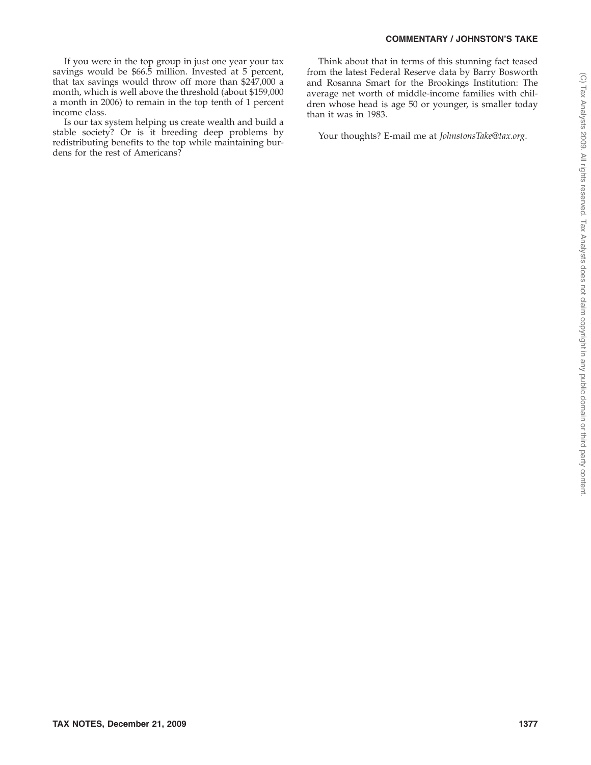If you were in the top group in just one year your tax savings would be $66.5 million. Invested at 5 percent, that tax savings would throw off more than $247,000 a month, which is well above the threshold (about $159,000 a month in 2006) to remain in the top tenth of 1 percent income class.

Is our tax system helping us create wealth and build a stable society? Or is it breeding deep problems by redistributing benefits to the top while maintaining burdens for the rest of Americans?

Think about that in terms of this stunning fact teased from the latest Federal Reserve data by Barry Bosworth and Rosanna Smart for the Brookings Institution: The average net worth of middle-income families with children whose head is age 50 or younger, is smaller today than it was in 1983.

Your thoughts? E-mail me at *JohnstonsTake@tax.org*.